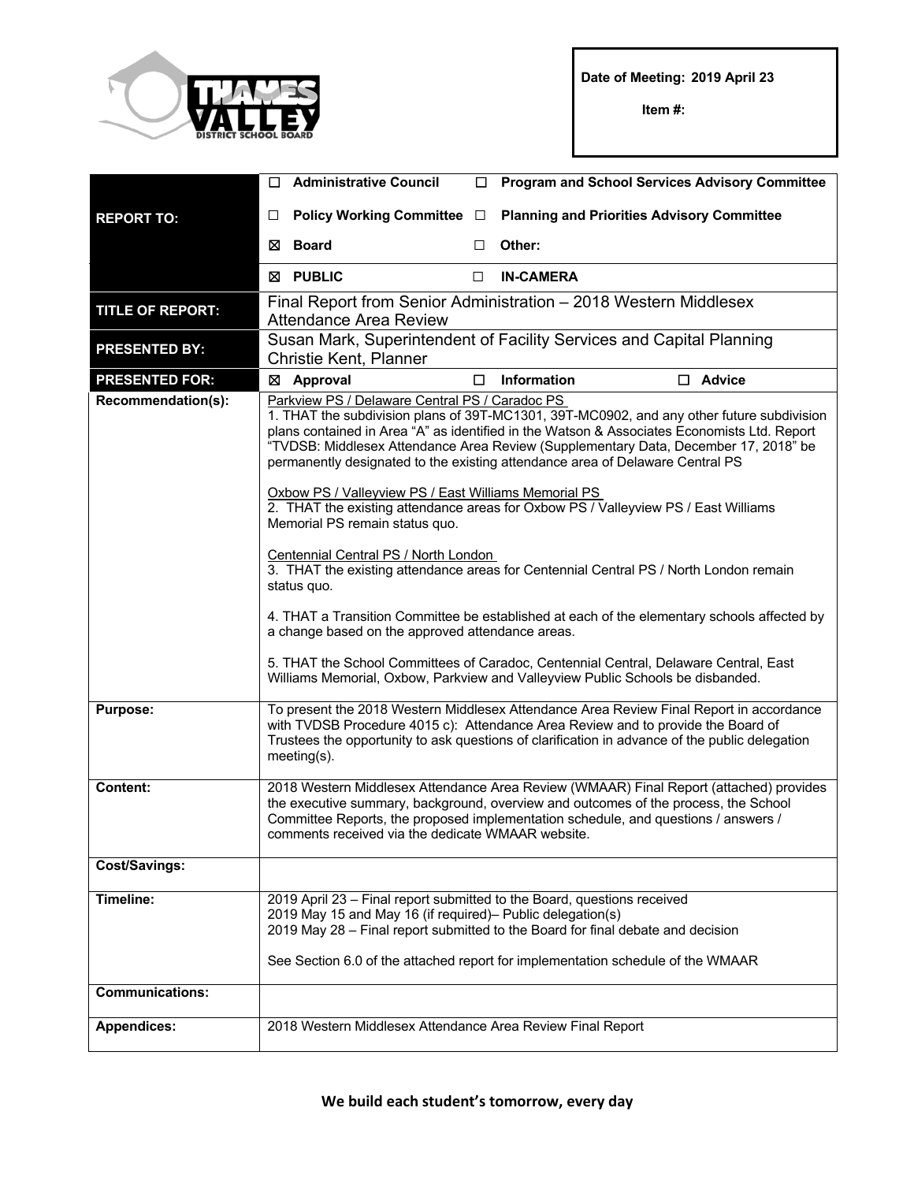Thames Valley District School Board

**Date of Meeting: 2019 April 23**

**Item #:**

| | |
|---|---|
| **REPORT TO:** | ☐ **Administrative Council** ☐ **Program and School Services Advisory Committee**<br>☐ **Policy Working Committee** ☐ **Planning and Priorities Advisory Committee**<br>☒ **Board** ☐ **Other:** |
| | ☒ **PUBLIC** ☐ **IN-CAMERA** |
| **TITLE OF REPORT:** | Final Report from Senior Administration – 2018 Western Middlesex Attendance Area Review |
| **PRESENTED BY:** | Susan Mark, Superintendent of Facility Services and Capital Planning<br>Christie Kent, Planner |
| **PRESENTED FOR:** | ☒ **Approval** ☐ **Information** ☐ **Advice** |
| **Recommendation(s):** | Parkview PS / Delaware Central PS / Caradoc PS<br>1. THAT the subdivision plans of 39T-MC1301, 39T-MC0902, and any other future subdivision plans contained in Area "A" as identified in the Watson & Associates Economists Ltd. Report "TVDSB: Middlesex Attendance Area Review (Supplementary Data, December 17, 2018" be permanently designated to the existing attendance area of Delaware Central PS<br><br>Oxbow PS / Valleyview PS / East Williams Memorial PS<br>2. THAT the existing attendance areas for Oxbow PS / Valleyview PS / East Williams Memorial PS remain status quo.<br><br>Centennial Central PS / North London<br>3. THAT the existing attendance areas for Centennial Central PS / North London remain status quo.<br><br>4. THAT a Transition Committee be established at each of the elementary schools affected by a change based on the approved attendance areas.<br><br>5. THAT the School Committees of Caradoc, Centennial Central, Delaware Central, East Williams Memorial, Oxbow, Parkview and Valleyview Public Schools be disbanded. |
| **Purpose:** | To present the 2018 Western Middlesex Attendance Area Review Final Report in accordance with TVDSB Procedure 4015 c): Attendance Area Review and to provide the Board of Trustees the opportunity to ask questions of clarification in advance of the public delegation meeting(s). |
| **Content:** | 2018 Western Middlesex Attendance Area Review (WMAAR) Final Report (attached) provides the executive summary, background, overview and outcomes of the process, the School Committee Reports, the proposed implementation schedule, and questions / answers / comments received via the dedicate WMAAR website. |
| **Cost/Savings:** | |
| **Timeline:** | 2019 April 23 – Final report submitted to the Board, questions received<br>2019 May 15 and May 16 (if required)– Public delegation(s)<br>2019 May 28 – Final report submitted to the Board for final debate and decision<br><br>See Section 6.0 of the attached report for implementation schedule of the WMAAR |
| **Communications:** | |
| **Appendices:** | 2018 Western Middlesex Attendance Area Review Final Report |

**We build each student's tomorrow, every day**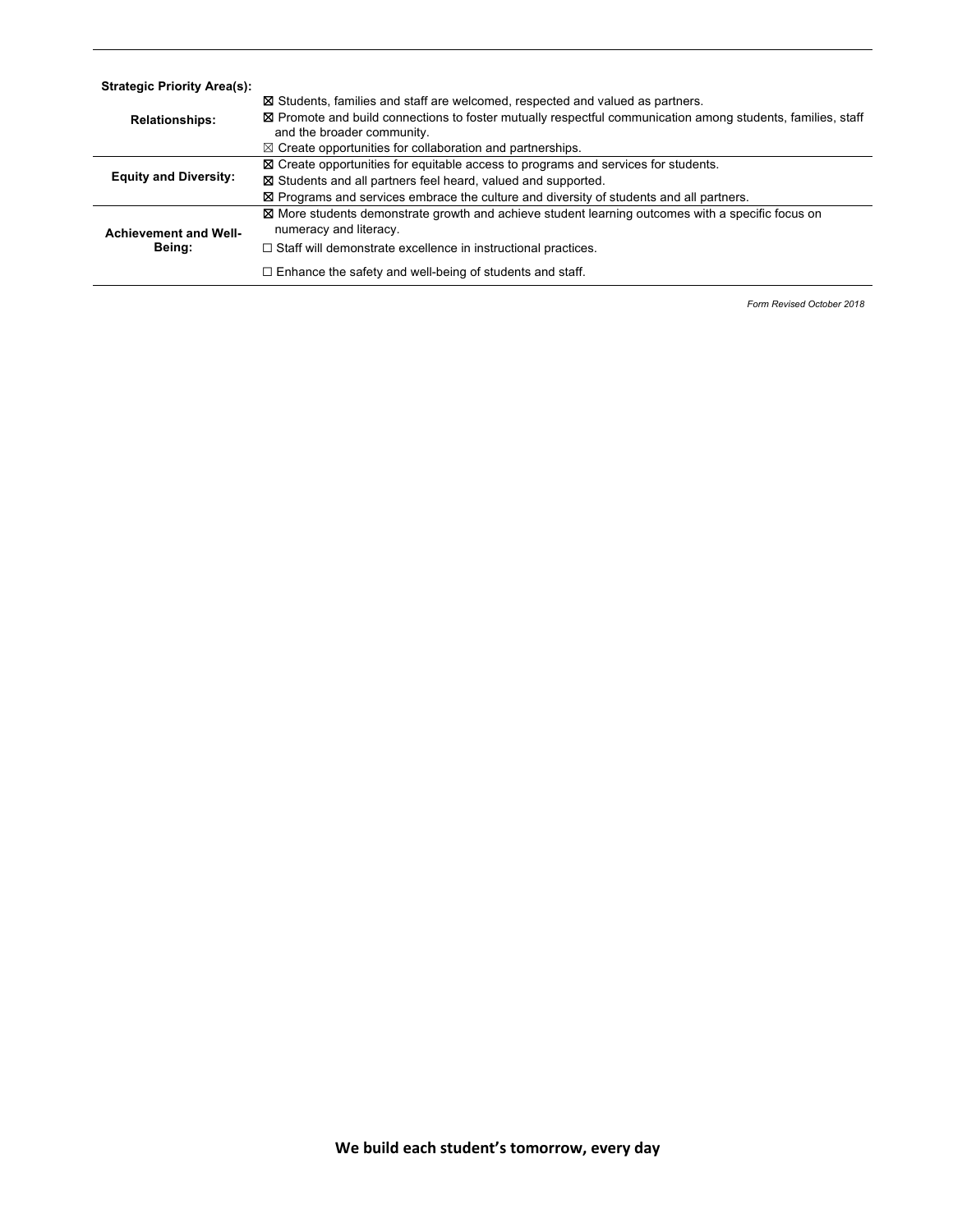| Strategic Priority Area(s): | |
|---|---|
| Relationships: | ☒ Students, families and staff are welcomed, respected and valued as partners.<br>☒ Promote and build connections to foster mutually respectful communication among students, families, staff and the broader community.<br>☒ Create opportunities for collaboration and partnerships. |
| Equity and Diversity: | ☒ Create opportunities for equitable access to programs and services for students.<br>☒ Students and all partners feel heard, valued and supported.<br>☒ Programs and services embrace the culture and diversity of students and all partners. |
| Achievement and Well-Being: | ☒ More students demonstrate growth and achieve student learning outcomes with a specific focus on numeracy and literacy.<br>☐ Staff will demonstrate excellence in instructional practices.<br>☐ Enhance the safety and well-being of students and staff. |

*Form Revised October 2018*

**We build each student's tomorrow, every day**